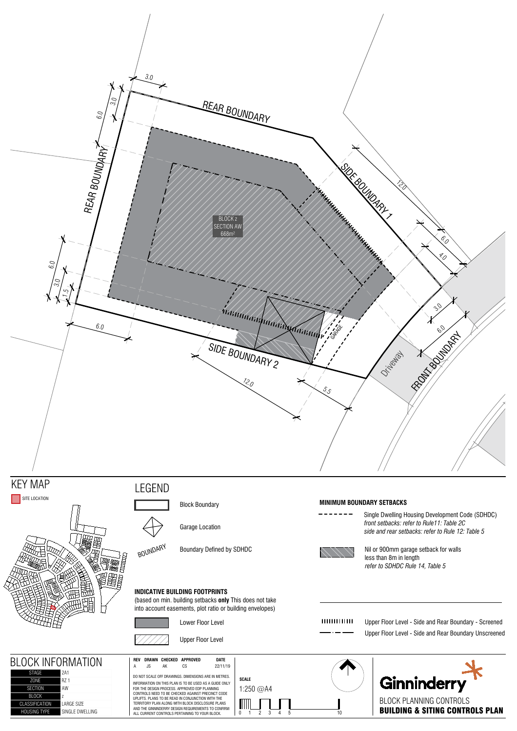REAR BOUNDARY

REAR BOUNDARY

SIDE BOUNDARY 1

SIDE BOUNDARY 2

FRONT BOUNDARY

Driveway

GARAGE

BLOCK z
SECTION AW
668m²

3.0 3.0 6.0 6.0 3.0 1.5 6.0 12.0 5.5 12.0 6.0 4.0 3.0 6.0

# KEY MAP

SITE LOCATION

# LEGEND

- Block Boundary
- Garage Location
- BOUNDARY — Boundary Defined by SDHDC

**INDICATIVE BUILDING FOOTPRINTS**
(based on min. building setbacks **only** This does not take into account easements, plot ratio or building envelopes)

- Lower Floor Level
- Upper Floor Level

**MINIMUM BOUNDARY SETBACKS**

- Single Dwelling Housing Development Code (SDHDC)
  *front setbacks: refer to Rule11: Table 2C*
  *side and rear setbacks: refer to Rule 12: Table 5*
- Nil or 900mm garage setback for walls less than 8m in length
  *refer to SDHDC Rule 14, Table 5*
- Upper Floor Level - Side and Rear Boundary - Screened
- Upper Floor Level - Side and Rear Boundary Unscreened

# BLOCK INFORMATION

| STAGE | 2A1 |
|---|---|
| ZONE | RZ 1 |
| SECTION | AW |
| BLOCK | z |
| CLASSIFICATION | LARGE SIZE |
| HOUSING TYPE | SINGLE DWELLING |

| REV | DRAWN | CHECKED | APPROVED | DATE |
|---|---|---|---|---|
| A | JS | AK | CS | 22/11/19 |

DO NOT SCALE OFF DRAWINGS. DIMENSIONS ARE IN METRES.
INFORMATION ON THIS PLAN IS TO BE USED AS A GUIDE ONLY FOR THE DESIGN PROCESS. APPROVED EDP PLANNING CONTROLS NEED TO BE CHECKED AGAINST PRECINCT CODE UPLIFTS. PLANS TO BE READ IN CONJUNCTION WITH THE TERRITORY PLAN ALONG WITH BLOCK DISCLOSURE PLANS AND THE GINNINDERRY DESIGN REQUIREMENTS TO CONFIRM ALL CURRENT CONTROLS PERTAINING TO YOUR BLOCK.

**SCALE**
1:250 @A4

0 1 2 3 4 5 10

Ginninderry

BLOCK PLANNING CONTROLS
**BUILDING & SITING CONTROLS PLAN**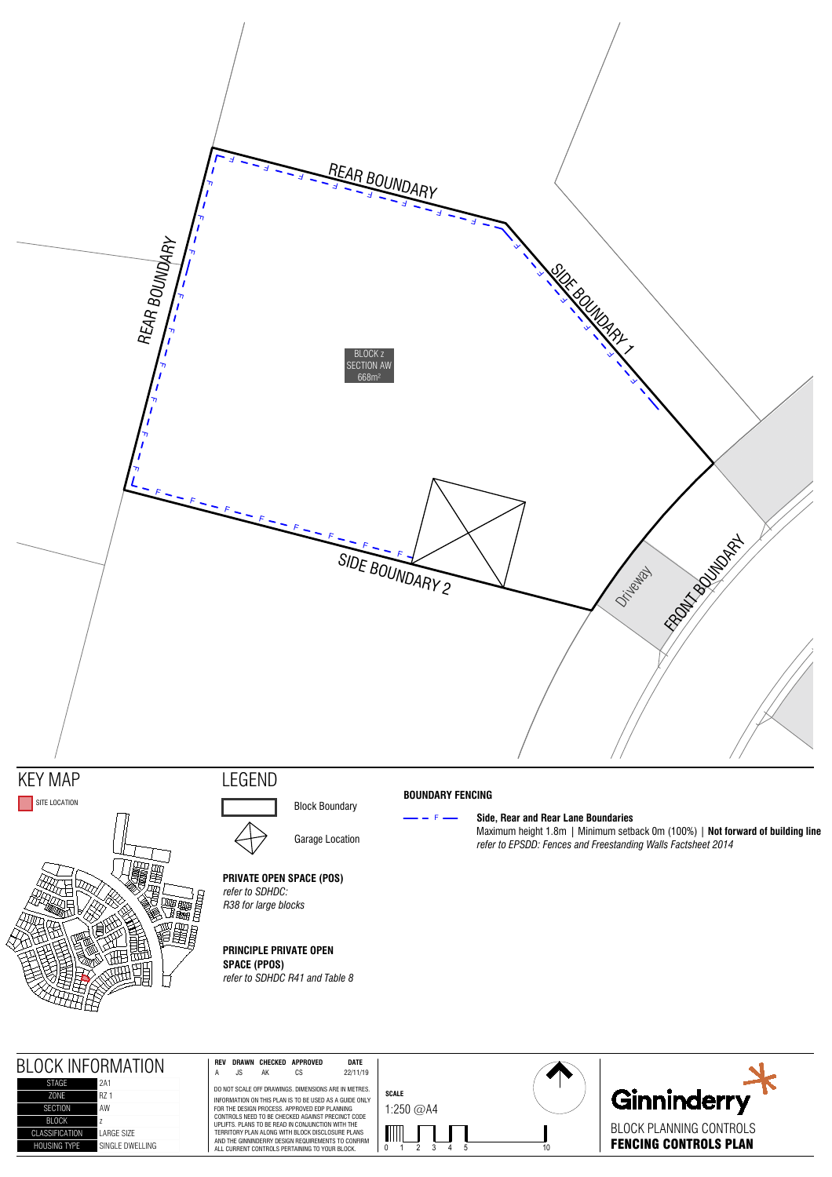REAR BOUNDARY

REAR BOUNDARY

SIDE BOUNDARY 1

BLOCK z
SECTION AW
668m²

SIDE BOUNDARY 2

Driveway

FRONT BOUNDARY

## KEY MAP

SITE LOCATION

## LEGEND

Block Boundary

Garage Location

**PRIVATE OPEN SPACE (POS)**
*refer to SDHDC:*
*R38 for large blocks*

**PRINCIPLE PRIVATE OPEN SPACE (PPOS)**
*refer to SDHDC R41 and Table 8*

**BOUNDARY FENCING**

**Side, Rear and Rear Lane Boundaries**
Maximum height 1.8m | Minimum setback 0m (100%) | **Not forward of building line**
*refer to EPSDD: Fences and Freestanding Walls Factsheet 2014*

## BLOCK INFORMATION

| | |
|---|---|
| STAGE | 2A1 |
| ZONE | RZ 1 |
| SECTION | AW |
| BLOCK | z |
| CLASSIFICATION | LARGE SIZE |
| HOUSING TYPE | SINGLE DWELLING |

| REV | DRAWN | CHECKED | APPROVED | DATE |
|---|---|---|---|---|
| A | JS | AK | CS | 22/11/19 |

DO NOT SCALE OFF DRAWINGS. DIMENSIONS ARE IN METRES.
INFORMATION ON THIS PLAN IS TO BE USED AS A GUIDE ONLY FOR THE DESIGN PROCESS. APPROVED EDP PLANNING CONTROLS NEED TO BE CHECKED AGAINST PRECINCT CODE UPLIFTS. PLANS TO BE READ IN CONJUNCTION WITH THE TERRITORY PLAN ALONG WITH BLOCK DISCLOSURE PLANS AND THE GINNINDERRY DESIGN REQUIREMENTS TO CONFIRM ALL CURRENT CONTROLS PERTAINING TO YOUR BLOCK.

**SCALE**
1:250 @A4

0 1 2 3 4 5 10

Ginninderry

BLOCK PLANNING CONTROLS
**FENCING CONTROLS PLAN**